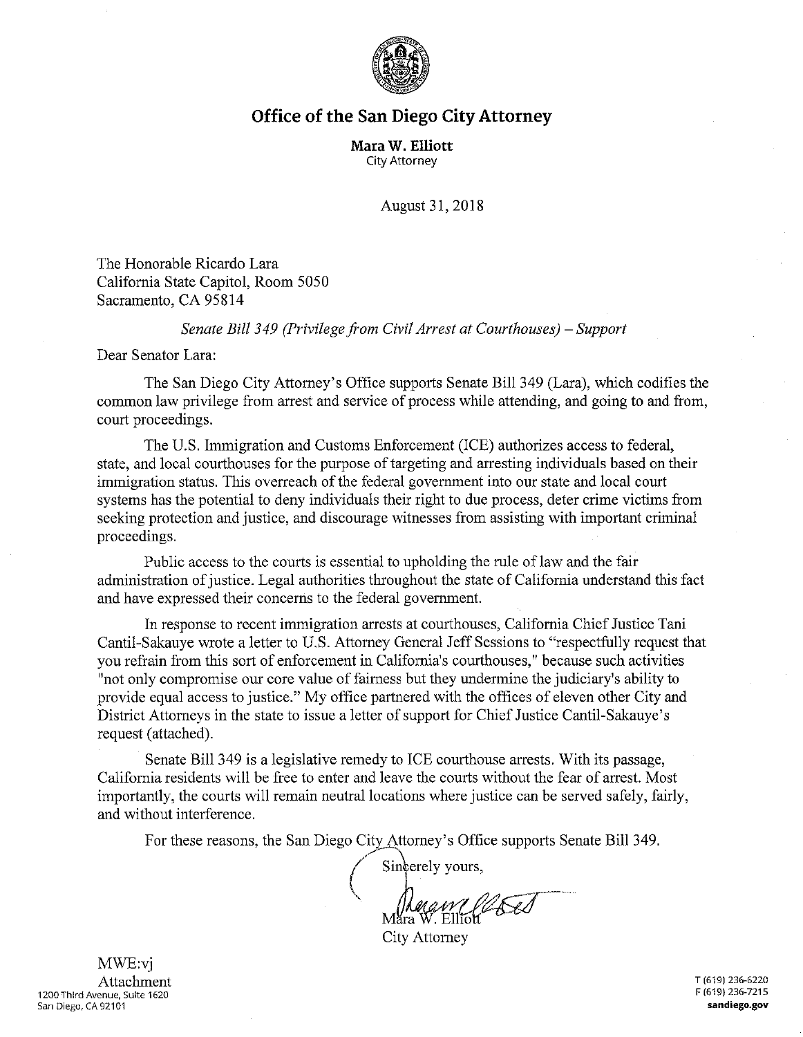# Office of the San Diego City Attorney

**Mara W. Elliott**
City Attorney

August 31, 2018

The Honorable Ricardo Lara
California State Capitol, Room 5050
Sacramento, CA 95814

*Senate Bill 349 (Privilege from Civil Arrest at Courthouses) – Support*

Dear Senator Lara:

The San Diego City Attorney's Office supports Senate Bill 349 (Lara), which codifies the common law privilege from arrest and service of process while attending, and going to and from, court proceedings.

The U.S. Immigration and Customs Enforcement (ICE) authorizes access to federal, state, and local courthouses for the purpose of targeting and arresting individuals based on their immigration status. This overreach of the federal government into our state and local court systems has the potential to deny individuals their right to due process, deter crime victims from seeking protection and justice, and discourage witnesses from assisting with important criminal proceedings.

Public access to the courts is essential to upholding the rule of law and the fair administration of justice. Legal authorities throughout the state of California understand this fact and have expressed their concerns to the federal government.

In response to recent immigration arrests at courthouses, California Chief Justice Tani Cantil-Sakauye wrote a letter to U.S. Attorney General Jeff Sessions to "respectfully request that you refrain from this sort of enforcement in California's courthouses," because such activities "not only compromise our core value of fairness but they undermine the judiciary's ability to provide equal access to justice." My office partnered with the offices of eleven other City and District Attorneys in the state to issue a letter of support for Chief Justice Cantil-Sakauye's request (attached).

Senate Bill 349 is a legislative remedy to ICE courthouse arrests. With its passage, California residents will be free to enter and leave the courts without the fear of arrest. Most importantly, the courts will remain neutral locations where justice can be served safely, fairly, and without interference.

For these reasons, the San Diego City Attorney's Office supports Senate Bill 349.

Sincerely yours,

Mara W. Elliott
City Attorney

MWE:vj
Attachment

1200 Third Avenue, Suite 1620
San Diego, CA 92101

T (619) 236-6220
F (619) 236-7215
**sandiego.gov**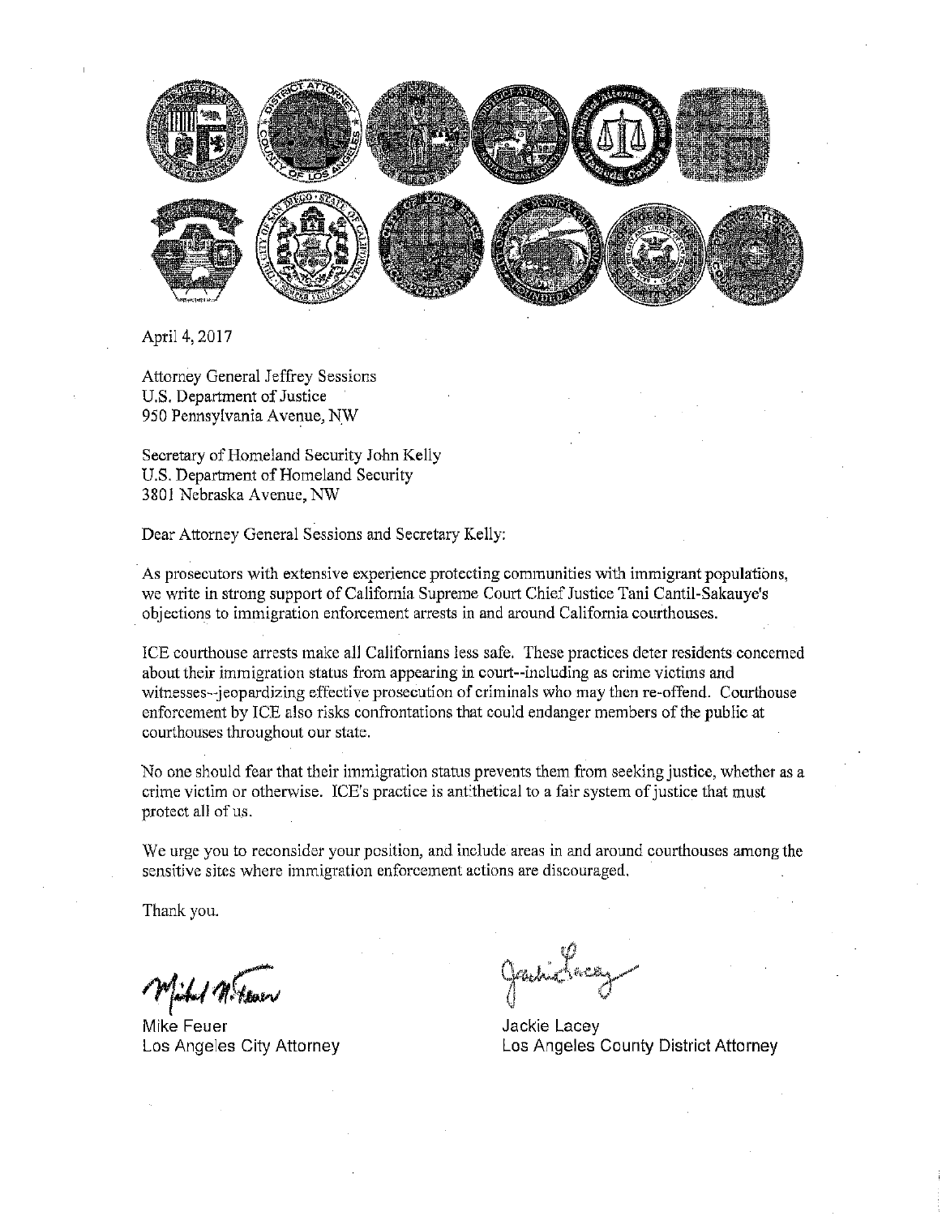April 4, 2017

Attorney General Jeffrey Sessions
U.S. Department of Justice
950 Pennsylvania Avenue, NW

Secretary of Homeland Security John Kelly
U.S. Department of Homeland Security
3801 Nebraska Avenue, NW

Dear Attorney General Sessions and Secretary Kelly:

As prosecutors with extensive experience protecting communities with immigrant populations, we write in strong support of California Supreme Court Chief Justice Tani Cantil-Sakauye's objections to immigration enforcement arrests in and around California courthouses.

ICE courthouse arrests make all Californians less safe. These practices deter residents concerned about their immigration status from appearing in court--including as crime victims and witnesses--jeopardizing effective prosecution of criminals who may then re-offend. Courthouse enforcement by ICE also risks confrontations that could endanger members of the public at courthouses throughout our state.

No one should fear that their immigration status prevents them from seeking justice, whether as a crime victim or otherwise. ICE's practice is antithetical to a fair system of justice that must protect all of us.

We urge you to reconsider your position, and include areas in and around courthouses among the sensitive sites where immigration enforcement actions are discouraged.

Thank you.

Mike Feuer
Los Angeles City Attorney

Jackie Lacey
Los Angeles County District Attorney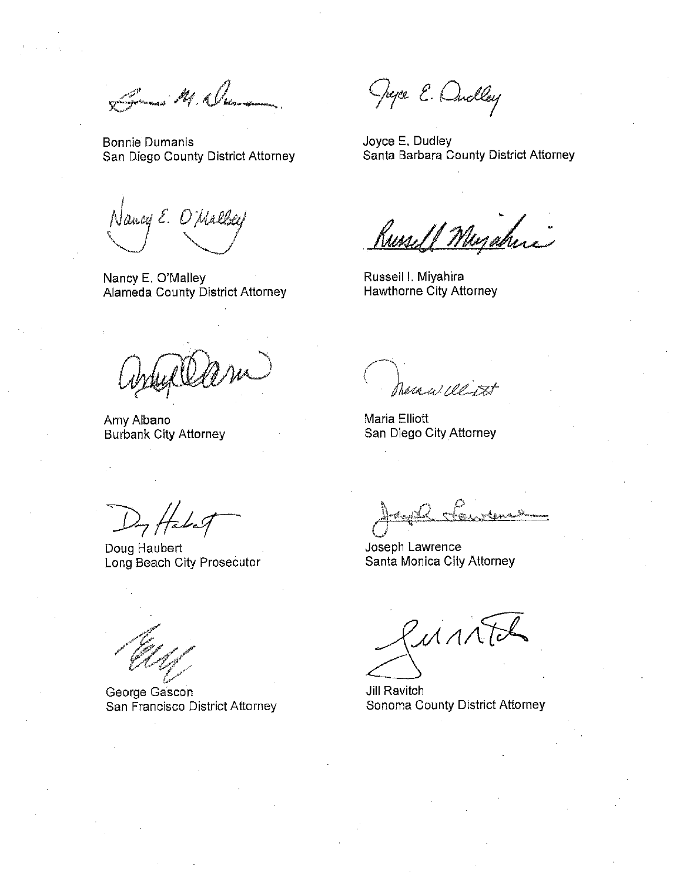Bonnie Dumanis
San Diego County District Attorney

Joyce E. Dudley
Santa Barbara County District Attorney

Nancy E. O'Malley
Alameda County District Attorney

Russell I. Miyahira
Hawthorne City Attorney

Amy Albano
Burbank City Attorney

Maria Elliott
San Diego City Attorney

Doug Haubert
Long Beach City Prosecutor

Joseph Lawrence
Santa Monica City Attorney

George Gascon
San Francisco District Attorney

Jill Ravitch
Sonoma County District Attorney